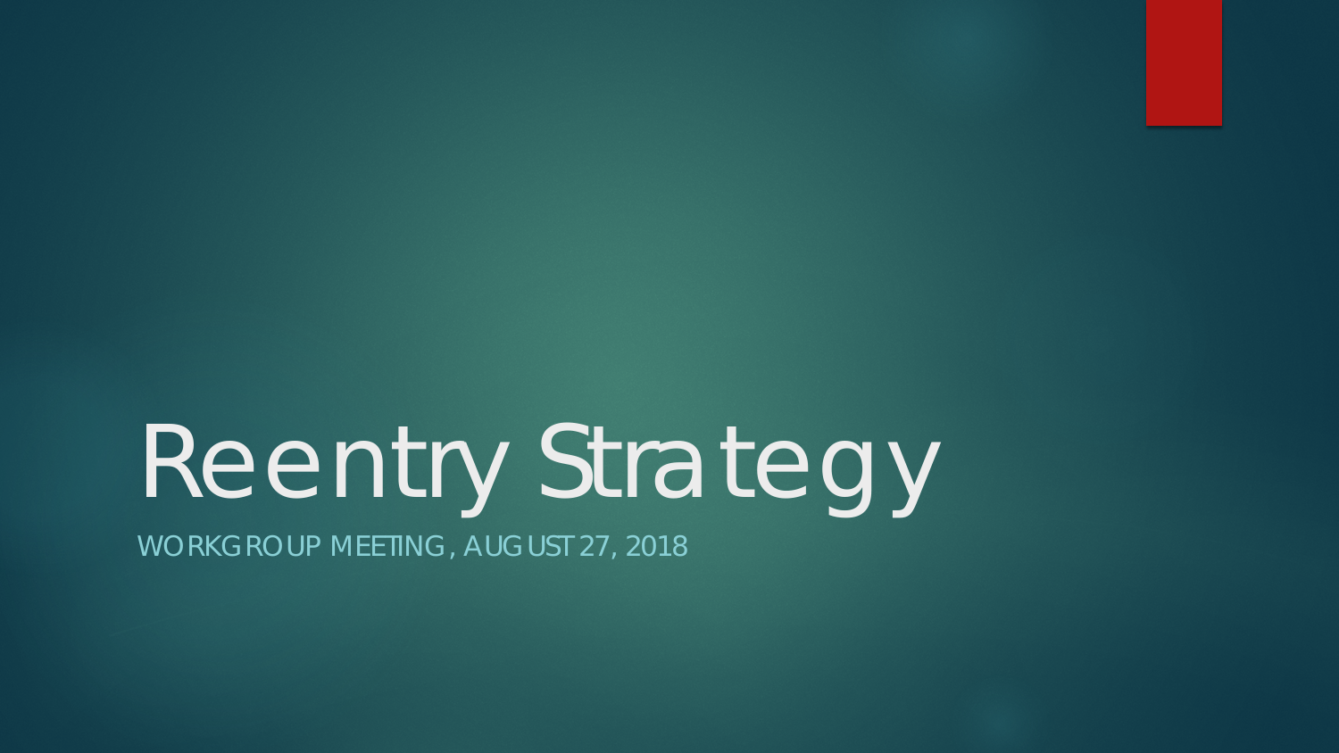# Reentry Strategy

WORKGROUP MEETING, AUGUST 27, 2018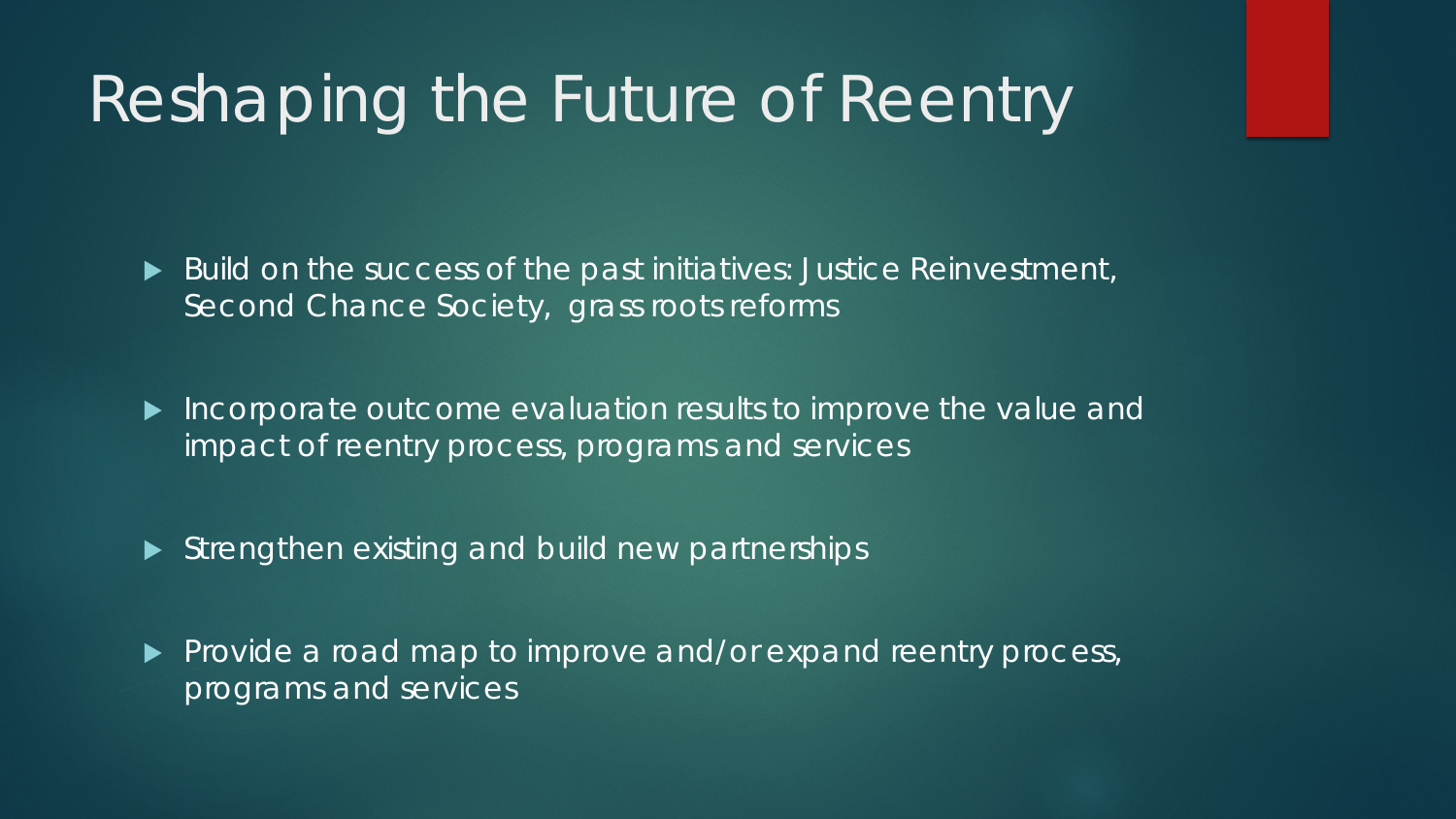# Reshaping the Future of Reentry

- Build on the success of the past initiatives: Justice Reinvestment, Second Chance Society, grass roots reforms
- Incorporate outcome evaluation results to improve the value and impact of reentry process, programs and services
- Strengthen existing and build new partnerships
- Provide a road map to improve and/or expand reentry process, programs and services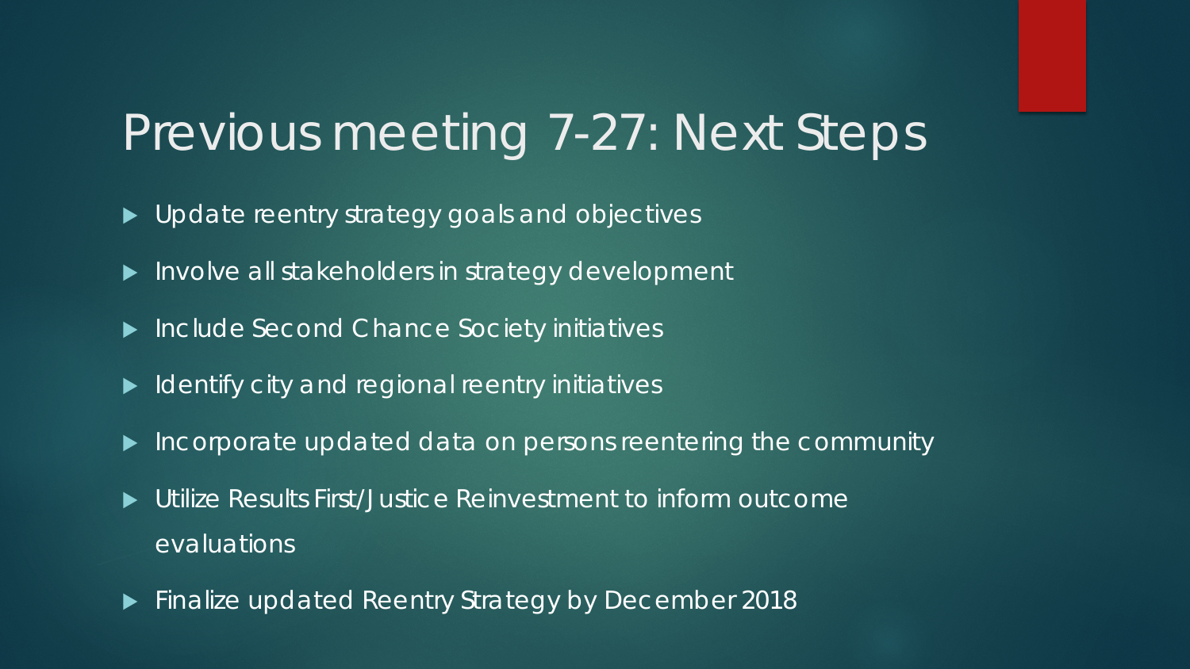# Previous meeting 7-27: Next Steps

- Update reentry strategy goals and objectives
- Involve all stakeholders in strategy development
- Include Second Chance Society initiatives
- Identify city and regional reentry initiatives
- Incorporate updated data on persons reentering the community
- Utilize Results First/Justice Reinvestment to inform outcome evaluations
- Finalize updated Reentry Strategy by December 2018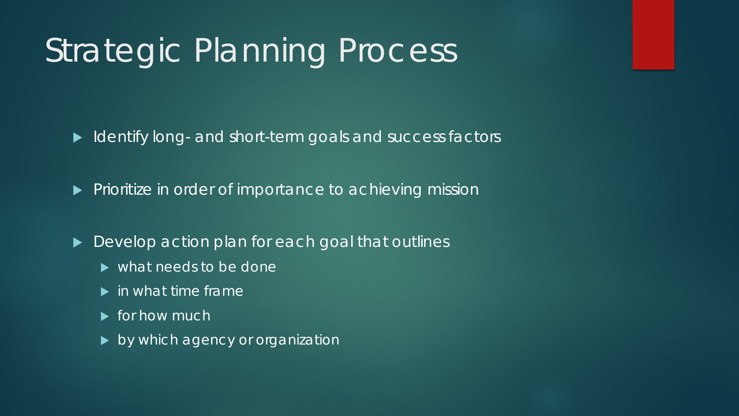# Strategic Planning Process

- Identify long- and short-term goals and success factors
- Prioritize in order of importance to achieving mission
- Develop action plan for each goal that outlines
  - what needs to be done
  - in what time frame
  - for how much
  - by which agency or organization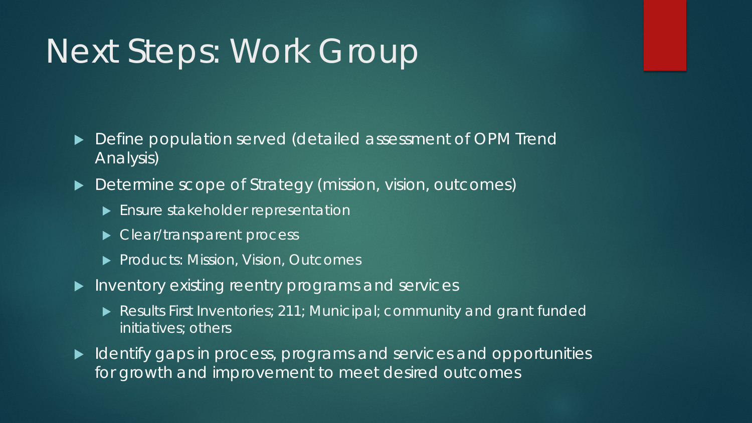# Next Steps: Work Group

- Define population served (detailed assessment of OPM Trend Analysis)
- Determine scope of Strategy (mission, vision, outcomes)
  - Ensure stakeholder representation
  - Clear/transparent process
  - Products: Mission, Vision, Outcomes
- Inventory existing reentry programs and services
  - Results First Inventories; 211; Municipal; community and grant funded initiatives; others
- Identify gaps in process, programs and services and opportunities for growth and improvement to meet desired outcomes